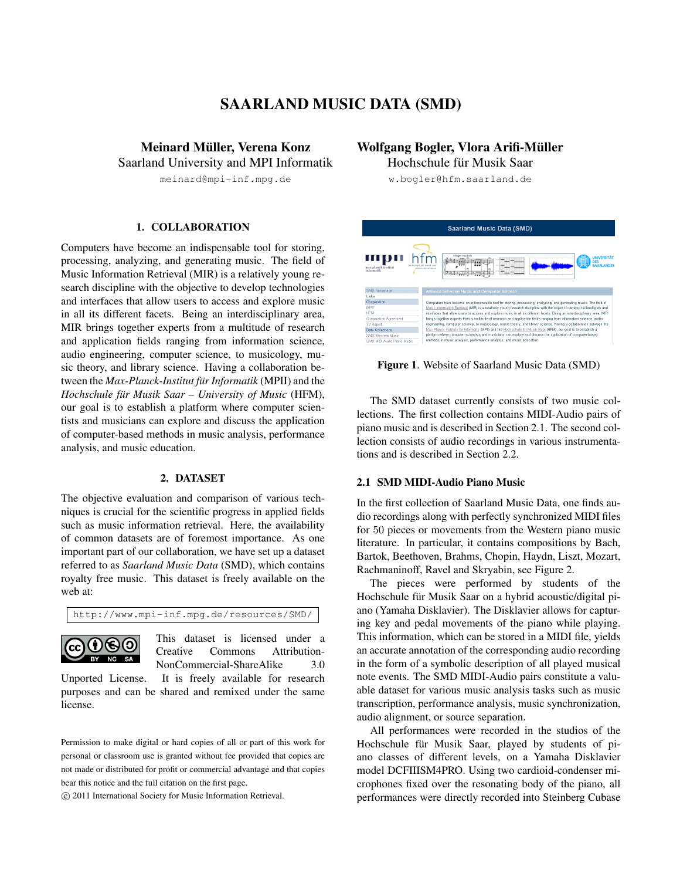# SAARLAND MUSIC DATA (SMD)

**Meinard Müller, Verena Konz**
Saarland University and MPI Informatik
meinard@mpi-inf.mpg.de

**Wolfgang Bogler, Vlora Arifi-Müller**
Hochschule für Musik Saar
w.bogler@hfm.saarland.de

## 1. COLLABORATION

Computers have become an indispensable tool for storing, processing, analyzing, and generating music. The field of Music Information Retrieval (MIR) is a relatively young research discipline with the objective to develop technologies and interfaces that allow users to access and explore music in all its different facets. Being an interdisciplinary area, MIR brings together experts from a multitude of research and application fields ranging from information science, audio engineering, computer science, to musicology, music theory, and library science. Having a collaboration between the *Max-Planck-Institut für Informatik* (MPII) and the *Hochschule für Musik Saar – University of Music* (HFM), our goal is to establish a platform where computer scientists and musicians can explore and discuss the application of computer-based methods in music analysis, performance analysis, and music education.

## 2. DATASET

The objective evaluation and comparison of various techniques is crucial for the scientific progress in applied fields such as music information retrieval. Here, the availability of common datasets are of foremost importance. As one important part of our collaboration, we have set up a dataset referred to as *Saarland Music Data* (SMD), which contains royalty free music. This dataset is freely available on the web at:

```
http://www.mpi-inf.mpg.de/resources/SMD/
```

This dataset is licensed under a Creative Commons Attribution-NonCommercial-ShareAlike 3.0 Unported License. It is freely available for research purposes and can be shared and remixed under the same license.

Permission to make digital or hard copies of all or part of this work for personal or classroom use is granted without fee provided that copies are not made or distributed for profit or commercial advantage and that copies bear this notice and the full citation on the first page.
© 2011 International Society for Music Information Retrieval.

**Figure 1**. Website of Saarland Music Data (SMD)

The SMD dataset currently consists of two music collections. The first collection contains MIDI-Audio pairs of piano music and is described in Section 2.1. The second collection consists of audio recordings in various instrumentations and is described in Section 2.2.

### 2.1 SMD MIDI-Audio Piano Music

In the first collection of Saarland Music Data, one finds audio recordings along with perfectly synchronized MIDI files for 50 pieces or movements from the Western piano music literature. In particular, it contains compositions by Bach, Bartok, Beethoven, Brahms, Chopin, Haydn, Liszt, Mozart, Rachmaninoff, Ravel and Skryabin, see Figure 2.

The pieces were performed by students of the Hochschule für Musik Saar on a hybrid acoustic/digital piano (Yamaha Disklavier). The Disklavier allows for capturing key and pedal movements of the piano while playing. This information, which can be stored in a MIDI file, yields an accurate annotation of the corresponding audio recording in the form of a symbolic description of all played musical note events. The SMD MIDI-Audio pairs constitute a valuable dataset for various music analysis tasks such as music transcription, performance analysis, music synchronization, audio alignment, or source separation.

All performances were recorded in the studios of the Hochschule für Musik Saar, played by students of piano classes of different levels, on a Yamaha Disklavier model DCFIIISM4PRO. Using two cardioid-condenser microphones fixed over the resonating body of the piano, all performances were directly recorded into Steinberg Cubase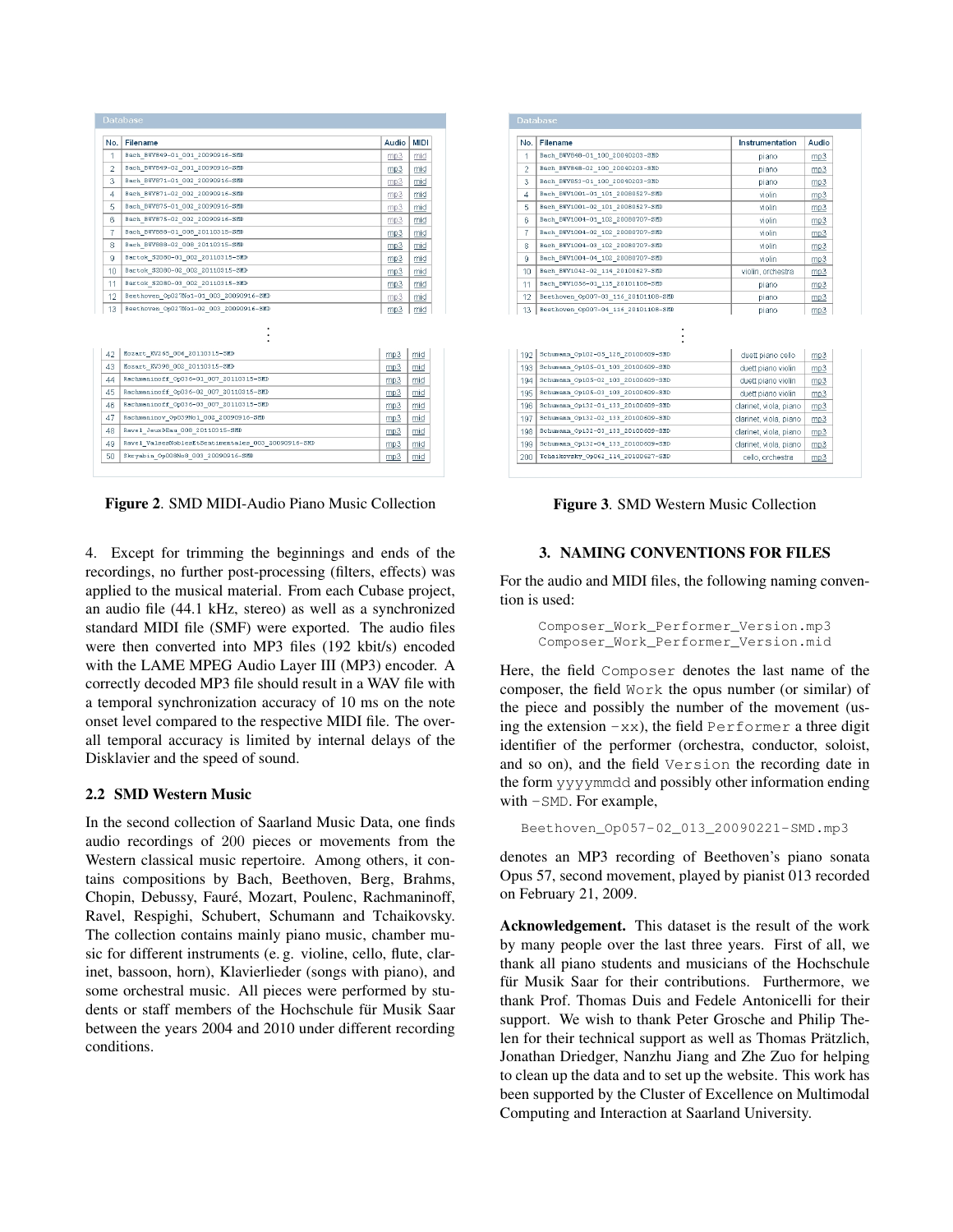| Database | | | |
|---|---|---|---|
| No. | Filename | Audio | MIDI |
| 1 | Bach_BWV849-01_001_20090916-SMD | mp3 | mid |
| 2 | Bach_BWV849-02_001_20090916-SMD | mp3 | mid |
| 3 | Bach_BWV871-01_002_20090916-SMD | mp3 | mid |
| 4 | Bach_BWV871-02_002_20090916-SMD | mp3 | mid |
| 5 | Bach_BWV875-01_002_20090916-SMD | mp3 | mid |
| 6 | Bach_BWV875-02_002_20090916-SMD | mp3 | mid |
| 7 | Bach_BWV888-01_008_20110315-SMD | mp3 | mid |
| 8 | Bach_BWV888-02_008_20110315-SMD | mp3 | mid |
| 9 | Bartok_SZ080-01_002_20110315-SMD | mp3 | mid |
| 10 | Bartok_SZ080-02_002_20110315-SMD | mp3 | mid |
| 11 | Bartok_SZ080-03_002_20110315-SMD | mp3 | mid |
| 12 | Beethoven_Op027No1-01_003_20090916-SMD | mp3 | mid |
| 13 | Beethoven_Op027No1-02_003_20090916-SMD | mp3 | mid |
| ⋮ | | | |
| 42 | Mozart_KV265_006_20110315-SMD | mp3 | mid |
| 43 | Mozart_KV398_002_20110315-SMD | mp3 | mid |
| 44 | Rachmaninoff_Op036-01_007_20110315-SMD | mp3 | mid |
| 45 | Rachmaninoff_Op036-02_007_20110315-SMD | mp3 | mid |
| 46 | Rachmaninoff_Op036-03_007_20110315-SMD | mp3 | mid |
| 47 | Rachmaninov_Op039No1_002_20090916-SMD | mp3 | mid |
| 48 | Ravel_JeuxDEau_008_20110315-SMD | mp3 | mid |
| 49 | Ravel_ValsesNoblesEtSentimentales_003_20090916-SMD | mp3 | mid |
| 50 | Skryabin_Op008No8_003_20090916-SMD | mp3 | mid |

**Figure 2**. SMD MIDI-Audio Piano Music Collection

4. Except for trimming the beginnings and ends of the recordings, no further post-processing (filters, effects) was applied to the musical material. From each Cubase project, an audio file (44.1 kHz, stereo) as well as a synchronized standard MIDI file (SMF) were exported. The audio files were then converted into MP3 files (192 kbit/s) encoded with the LAME MPEG Audio Layer III (MP3) encoder. A correctly decoded MP3 file should result in a WAV file with a temporal synchronization accuracy of 10 ms on the note onset level compared to the respective MIDI file. The overall temporal accuracy is limited by internal delays of the Disklavier and the speed of sound.

### 2.2 SMD Western Music

In the second collection of Saarland Music Data, one finds audio recordings of 200 pieces or movements from the Western classical music repertoire. Among others, it contains compositions by Bach, Beethoven, Berg, Brahms, Chopin, Debussy, Fauré, Mozart, Poulenc, Rachmaninoff, Ravel, Respighi, Schubert, Schumann and Tchaikovsky. The collection contains mainly piano music, chamber music for different instruments (e. g. violine, cello, flute, clarinet, bassoon, horn), Klavierlieder (songs with piano), and some orchestral music. All pieces were performed by students or staff members of the Hochschule für Musik Saar between the years 2004 and 2010 under different recording conditions.

| Database | | | |
|---|---|---|---|
| No. | Filename | Instrumentation | Audio |
| 1 | Bach_BWV848-01_100_20040203-SMD | piano | mp3 |
| 2 | Bach_BWV848-02_100_20040203-SMD | piano | mp3 |
| 3 | Bach_BWV853-01_100_20040203-SMD | piano | mp3 |
| 4 | Bach_BWV1001-01_101_20080527-SMD | violin | mp3 |
| 5 | Bach_BWV1001-02_101_20080527-SMD | violin | mp3 |
| 6 | Bach_BWV1004-01_102_20080707-SMD | violin | mp3 |
| 7 | Bach_BWV1004-02_102_20080707-SMD | violin | mp3 |
| 8 | Bach_BWV1004-03_102_20080707-SMD | violin | mp3 |
| 9 | Bach_BWV1004-04_102_20080707-SMD | violin | mp3 |
| 10 | Bach_BWV1042-02_114_20100627-SMD | violin, orchestra | mp3 |
| 11 | Bach_BWV1056-01_115_20101108-SMD | piano | mp3 |
| 12 | Beethoven_Op007-03_116_20101108-SMD | piano | mp3 |
| 13 | Beethoven_Op007-04_116_20101108-SMD | piano | mp3 |
| ⋮ | | | |
| 192 | Schumann_Op102-05_126_20100609-SMD | duett piano cello | mp3 |
| 193 | Schumann_Op105-01_103_20100609-SMD | duett piano violin | mp3 |
| 194 | Schumann_Op105-02_103_20100609-SMD | duett piano violin | mp3 |
| 195 | Schumann_Op105-03_103_20100609-SMD | duett piano violin | mp3 |
| 196 | Schumann_Op132-01_133_20100609-SMD | clarinet, viola, piano | mp3 |
| 197 | Schumann_Op132-02_133_20100609-SMD | clarinet, viola, piano | mp3 |
| 198 | Schumann_Op132-03_133_20100609-SMD | clarinet, viola, piano | mp3 |
| 199 | Schumann_Op132-04_133_20100609-SMD | clarinet, viola, piano | mp3 |
| 200 | Tchaikovsky_Op062_114_20100627-SMD | cello, orchestra | mp3 |

**Figure 3**. SMD Western Music Collection

## 3. NAMING CONVENTIONS FOR FILES

For the audio and MIDI files, the following naming convention is used:

```
Composer_Work_Performer_Version.mp3
Composer_Work_Performer_Version.mid
```

Here, the field `Composer` denotes the last name of the composer, the field `Work` the opus number (or similar) of the piece and possibly the number of the movement (using the extension `-xx`), the field `Performer` a three digit identifier of the performer (orchestra, conductor, soloist, and so on), and the field `Version` the recording date in the form `yyyymmdd` and possibly other information ending with `-SMD`. For example,

```
Beethoven_Op057-02_013_20090221-SMD.mp3
```

denotes an MP3 recording of Beethoven's piano sonata Opus 57, second movement, played by pianist 013 recorded on February 21, 2009.

**Acknowledgement.** This dataset is the result of the work by many people over the last three years. First of all, we thank all piano students and musicians of the Hochschule für Musik Saar for their contributions. Furthermore, we thank Prof. Thomas Duis and Fedele Antonicelli for their support. We wish to thank Peter Grosche and Philip Thelen for their technical support as well as Thomas Prätzlich, Jonathan Driedger, Nanzhu Jiang and Zhe Zuo for helping to clean up the data and to set up the website. This work has been supported by the Cluster of Excellence on Multimodal Computing and Interaction at Saarland University.